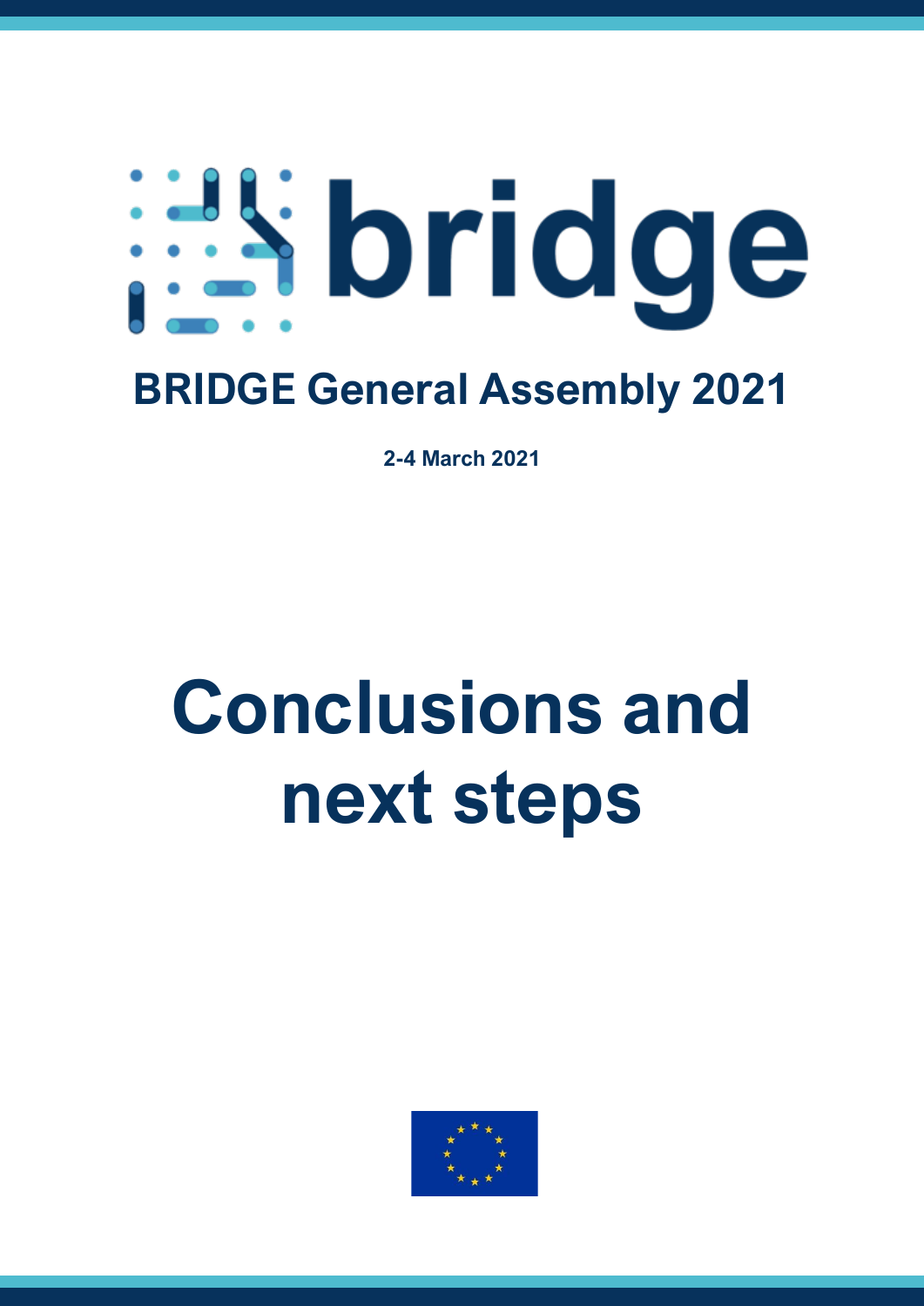# bridge

## BRIDGE General Assembly 2021

**2-4 March 2021**

# Conclusions and next steps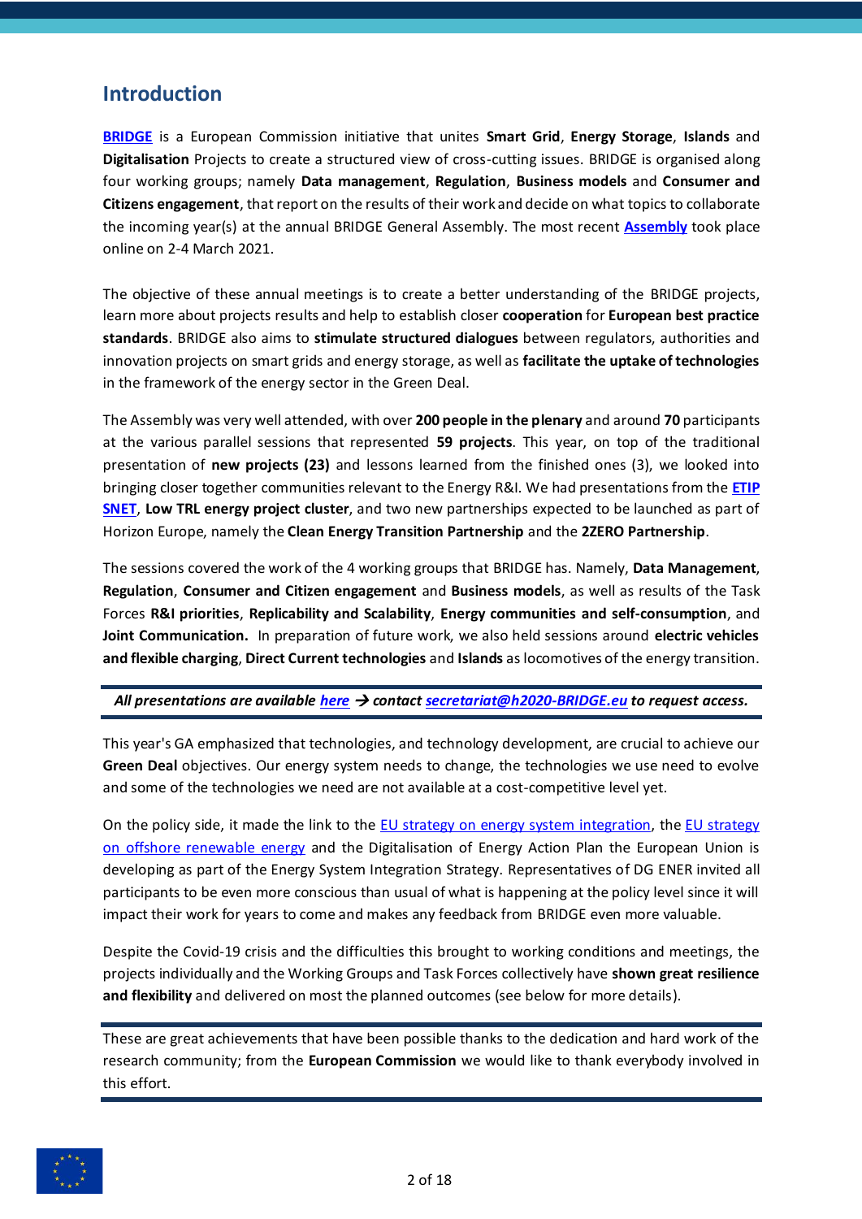## Introduction

**BRIDGE** is a European Commission initiative that unites **Smart Grid**, **Energy Storage**, **Islands** and **Digitalisation** Projects to create a structured view of cross-cutting issues. BRIDGE is organised along four working groups; namely **Data management**, **Regulation**, **Business models** and **Consumer and Citizens engagement**, that report on the results of their work and decide on what topics to collaborate the incoming year(s) at the annual BRIDGE General Assembly. The most recent **Assembly** took place online on 2-4 March 2021.

The objective of these annual meetings is to create a better understanding of the BRIDGE projects, learn more about projects results and help to establish closer **cooperation** for **European best practice standards**. BRIDGE also aims to **stimulate structured dialogues** between regulators, authorities and innovation projects on smart grids and energy storage, as well as **facilitate the uptake of technologies** in the framework of the energy sector in the Green Deal.

The Assembly was very well attended, with over **200 people in the plenary** and around **70** participants at the various parallel sessions that represented **59 projects**. This year, on top of the traditional presentation of **new projects (23)** and lessons learned from the finished ones (3), we looked into bringing closer together communities relevant to the Energy R&I. We had presentations from the **ETIP SNET**, **Low TRL energy project cluster**, and two new partnerships expected to be launched as part of Horizon Europe, namely the **Clean Energy Transition Partnership** and the **2ZERO Partnership**.

The sessions covered the work of the 4 working groups that BRIDGE has. Namely, **Data Management**, **Regulation**, **Consumer and Citizen engagement** and **Business models**, as well as results of the Task Forces **R&I priorities**, **Replicability and Scalability**, **Energy communities and self-consumption**, and **Joint Communication.** In preparation of future work, we also held sessions around **electric vehicles and flexible charging**, **Direct Current technologies** and **Islands** as locomotives of the energy transition.

***All presentations are available here → contact secretariat@h2020-BRIDGE.eu to request access.***

This year's GA emphasized that technologies, and technology development, are crucial to achieve our **Green Deal** objectives. Our energy system needs to change, the technologies we use need to evolve and some of the technologies we need are not available at a cost-competitive level yet.

On the policy side, it made the link to the EU strategy on energy system integration, the EU strategy on offshore renewable energy and the Digitalisation of Energy Action Plan the European Union is developing as part of the Energy System Integration Strategy. Representatives of DG ENER invited all participants to be even more conscious than usual of what is happening at the policy level since it will impact their work for years to come and makes any feedback from BRIDGE even more valuable.

Despite the Covid-19 crisis and the difficulties this brought to working conditions and meetings, the projects individually and the Working Groups and Task Forces collectively have **shown great resilience and flexibility** and delivered on most the planned outcomes (see below for more details).

These are great achievements that have been possible thanks to the dedication and hard work of the research community; from the **European Commission** we would like to thank everybody involved in this effort.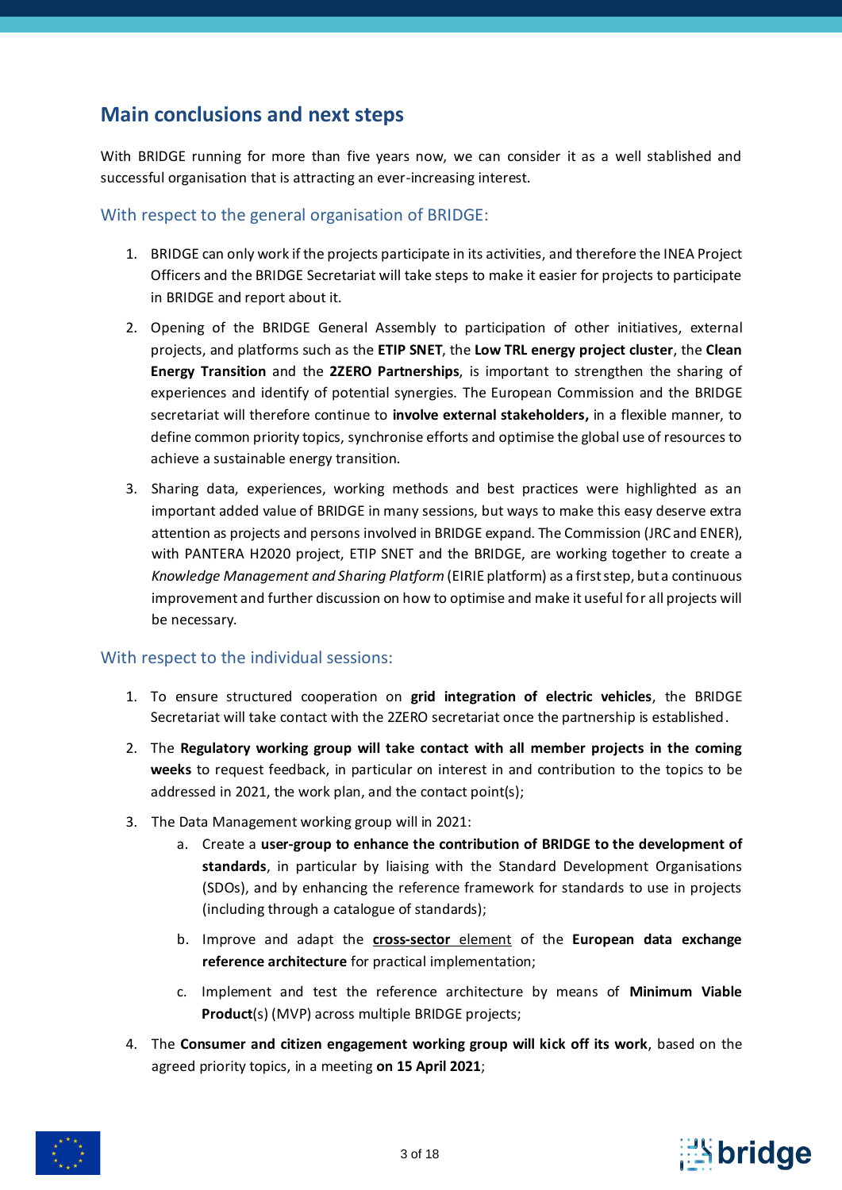## Main conclusions and next steps

With BRIDGE running for more than five years now, we can consider it as a well stablished and successful organisation that is attracting an ever-increasing interest.

### With respect to the general organisation of BRIDGE:

1. BRIDGE can only work if the projects participate in its activities, and therefore the INEA Project Officers and the BRIDGE Secretariat will take steps to make it easier for projects to participate in BRIDGE and report about it.
2. Opening of the BRIDGE General Assembly to participation of other initiatives, external projects, and platforms such as the **ETIP SNET**, the **Low TRL energy project cluster**, the **Clean Energy Transition** and the **2ZERO Partnerships**, is important to strengthen the sharing of experiences and identify of potential synergies. The European Commission and the BRIDGE secretariat will therefore continue to **involve external stakeholders,** in a flexible manner, to define common priority topics, synchronise efforts and optimise the global use of resources to achieve a sustainable energy transition.
3. Sharing data, experiences, working methods and best practices were highlighted as an important added value of BRIDGE in many sessions, but ways to make this easy deserve extra attention as projects and persons involved in BRIDGE expand. The Commission (JRC and ENER), with PANTERA H2020 project, ETIP SNET and the BRIDGE, are working together to create a *Knowledge Management and Sharing Platform* (EIRIE platform) as a first step, but a continuous improvement and further discussion on how to optimise and make it useful for all projects will be necessary.

### With respect to the individual sessions:

1. To ensure structured cooperation on **grid integration of electric vehicles**, the BRIDGE Secretariat will take contact with the 2ZERO secretariat once the partnership is established.
2. The **Regulatory working group will take contact with all member projects in the coming weeks** to request feedback, in particular on interest in and contribution to the topics to be addressed in 2021, the work plan, and the contact point(s);
3. The Data Management working group will in 2021:
   a. Create a **user-group to enhance the contribution of BRIDGE to the development of standards**, in particular by liaising with the Standard Development Organisations (SDOs), and by enhancing the reference framework for standards to use in projects (including through a catalogue of standards);
   b. Improve and adapt the **cross-sector** element of the **European data exchange reference architecture** for practical implementation;
   c. Implement and test the reference architecture by means of **Minimum Viable Product**(s) (MVP) across multiple BRIDGE projects;
4. The **Consumer and citizen engagement working group will kick off its work**, based on the agreed priority topics, in a meeting **on 15 April 2021**;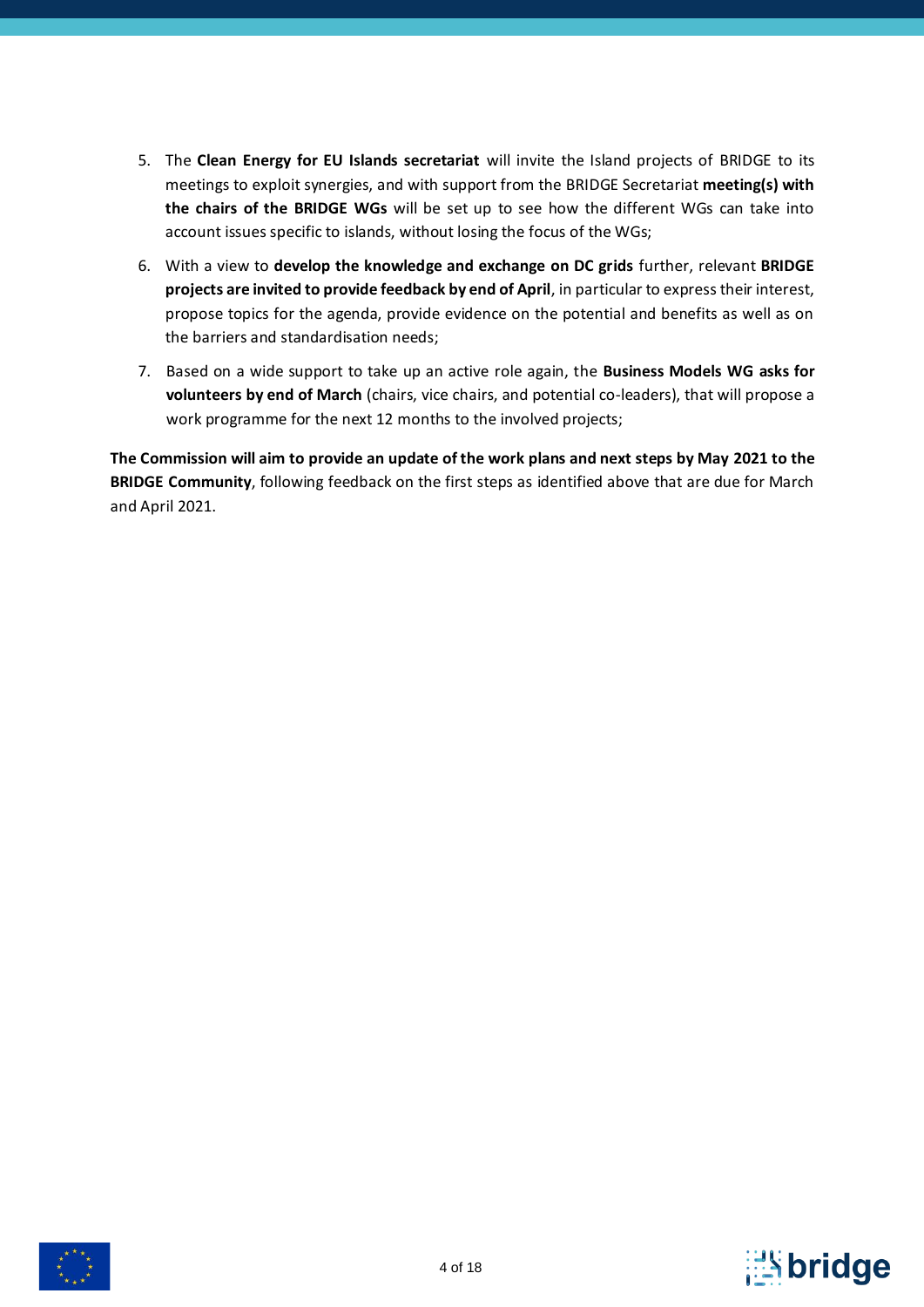5. The **Clean Energy for EU Islands secretariat** will invite the Island projects of BRIDGE to its meetings to exploit synergies, and with support from the BRIDGE Secretariat **meeting(s) with the chairs of the BRIDGE WGs** will be set up to see how the different WGs can take into account issues specific to islands, without losing the focus of the WGs;
6. With a view to **develop the knowledge and exchange on DC grids** further, relevant **BRIDGE projects are invited to provide feedback by end of April**, in particular to express their interest, propose topics for the agenda, provide evidence on the potential and benefits as well as on the barriers and standardisation needs;
7. Based on a wide support to take up an active role again, the **Business Models WG asks for volunteers by end of March** (chairs, vice chairs, and potential co-leaders), that will propose a work programme for the next 12 months to the involved projects;

**The Commission will aim to provide an update of the work plans and next steps by May 2021 to the BRIDGE Community**, following feedback on the first steps as identified above that are due for March and April 2021.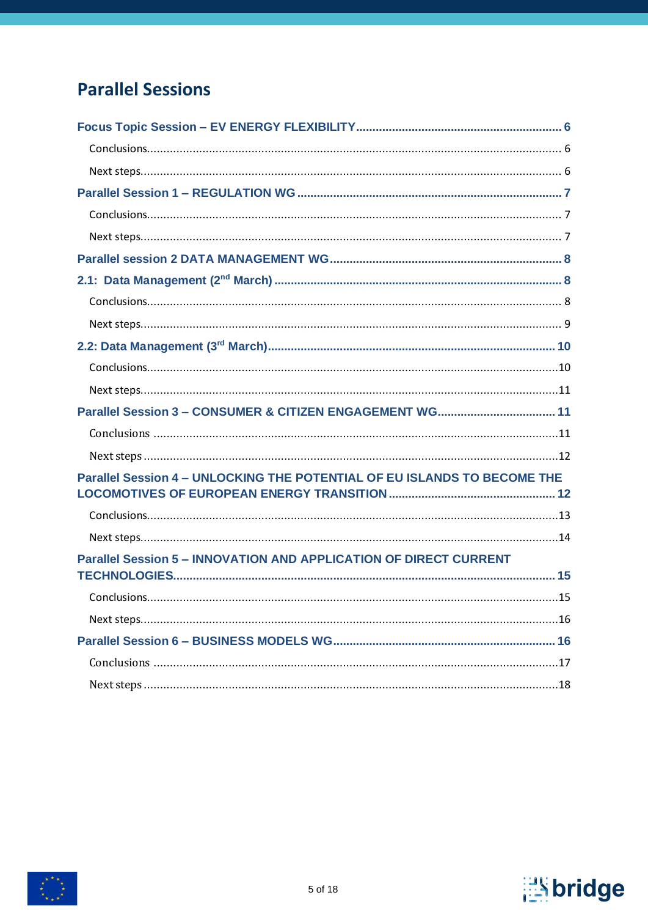# Parallel Sessions

Focus Topic Session – EV ENERGY FLEXIBILITY ........ 6

- Conclusions ........ 6
- Next steps ........ 6

Parallel Session 1 – REGULATION WG ........ 7

- Conclusions ........ 7
- Next steps ........ 7

Parallel session 2 DATA MANAGEMENT WG ........ 8

2.1: Data Management (2nd March) ........ 8

- Conclusions ........ 8
- Next steps ........ 9

2.2: Data Management (3rd March) ........ 10

- Conclusions ........ 10
- Next steps ........ 11

Parallel Session 3 – CONSUMER & CITIZEN ENGAGEMENT WG ........ 11

- Conclusions ........ 11
- Next steps ........ 12

Parallel Session 4 – UNLOCKING THE POTENTIAL OF EU ISLANDS TO BECOME THE LOCOMOTIVES OF EUROPEAN ENERGY TRANSITION ........ 12

- Conclusions ........ 13
- Next steps ........ 14

Parallel Session 5 – INNOVATION AND APPLICATION OF DIRECT CURRENT TECHNOLOGIES ........ 15

- Conclusions ........ 15
- Next steps ........ 16

Parallel Session 6 – BUSINESS MODELS WG ........ 16

- Conclusions ........ 17
- Next steps ........ 18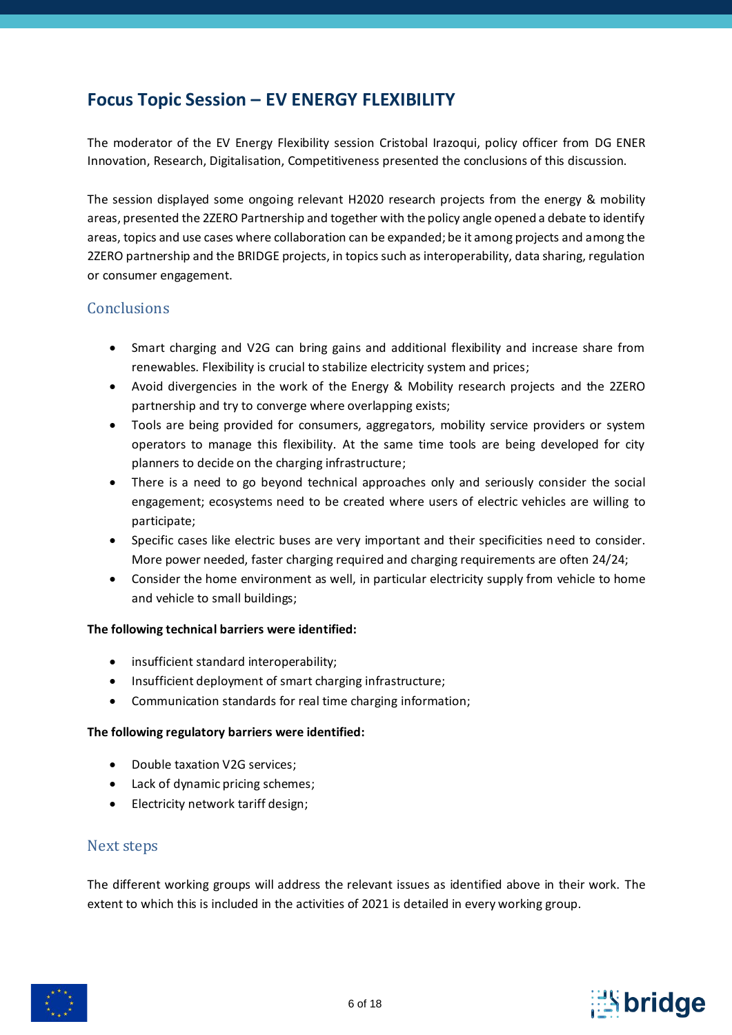## Focus Topic Session – EV ENERGY FLEXIBILITY

The moderator of the EV Energy Flexibility session Cristobal Irazoqui, policy officer from DG ENER Innovation, Research, Digitalisation, Competitiveness presented the conclusions of this discussion.

The session displayed some ongoing relevant H2020 research projects from the energy & mobility areas, presented the 2ZERO Partnership and together with the policy angle opened a debate to identify areas, topics and use cases where collaboration can be expanded; be it among projects and among the 2ZERO partnership and the BRIDGE projects, in topics such as interoperability, data sharing, regulation or consumer engagement.

### Conclusions

- Smart charging and V2G can bring gains and additional flexibility and increase share from renewables. Flexibility is crucial to stabilize electricity system and prices;
- Avoid divergencies in the work of the Energy & Mobility research projects and the 2ZERO partnership and try to converge where overlapping exists;
- Tools are being provided for consumers, aggregators, mobility service providers or system operators to manage this flexibility. At the same time tools are being developed for city planners to decide on the charging infrastructure;
- There is a need to go beyond technical approaches only and seriously consider the social engagement; ecosystems need to be created where users of electric vehicles are willing to participate;
- Specific cases like electric buses are very important and their specificities need to consider. More power needed, faster charging required and charging requirements are often 24/24;
- Consider the home environment as well, in particular electricity supply from vehicle to home and vehicle to small buildings;

**The following technical barriers were identified:**

- insufficient standard interoperability;
- Insufficient deployment of smart charging infrastructure;
- Communication standards for real time charging information;

**The following regulatory barriers were identified:**

- Double taxation V2G services;
- Lack of dynamic pricing schemes;
- Electricity network tariff design;

### Next steps

The different working groups will address the relevant issues as identified above in their work. The extent to which this is included in the activities of 2021 is detailed in every working group.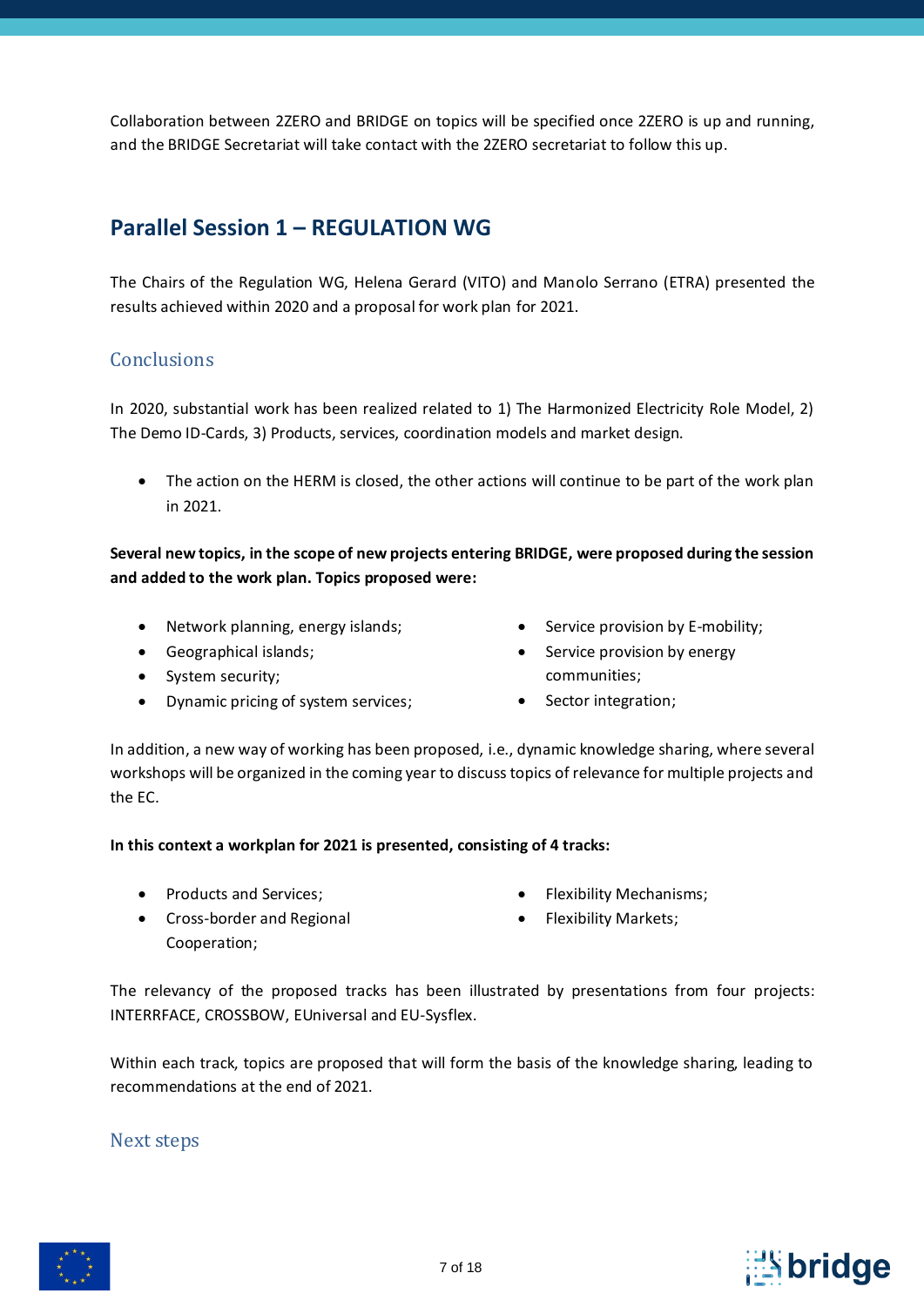Collaboration between 2ZERO and BRIDGE on topics will be specified once 2ZERO is up and running, and the BRIDGE Secretariat will take contact with the 2ZERO secretariat to follow this up.

## Parallel Session 1 – REGULATION WG

The Chairs of the Regulation WG, Helena Gerard (VITO) and Manolo Serrano (ETRA) presented the results achieved within 2020 and a proposal for work plan for 2021.

### Conclusions

In 2020, substantial work has been realized related to 1) The Harmonized Electricity Role Model, 2) The Demo ID-Cards, 3) Products, services, coordination models and market design.

- The action on the HERM is closed, the other actions will continue to be part of the work plan in 2021.

**Several new topics, in the scope of new projects entering BRIDGE, were proposed during the session and added to the work plan. Topics proposed were:**

- Network planning, energy islands;
- Geographical islands;
- System security;
- Dynamic pricing of system services;
- Service provision by E-mobility;
- Service provision by energy communities;
- Sector integration;

In addition, a new way of working has been proposed, i.e., dynamic knowledge sharing, where several workshops will be organized in the coming year to discuss topics of relevance for multiple projects and the EC.

**In this context a workplan for 2021 is presented, consisting of 4 tracks:**

- Products and Services;
- Cross-border and Regional Cooperation;
- Flexibility Mechanisms;
- Flexibility Markets;

The relevancy of the proposed tracks has been illustrated by presentations from four projects: INTERRFACE, CROSSBOW, EUniversal and EU-Sysflex.

Within each track, topics are proposed that will form the basis of the knowledge sharing, leading to recommendations at the end of 2021.

### Next steps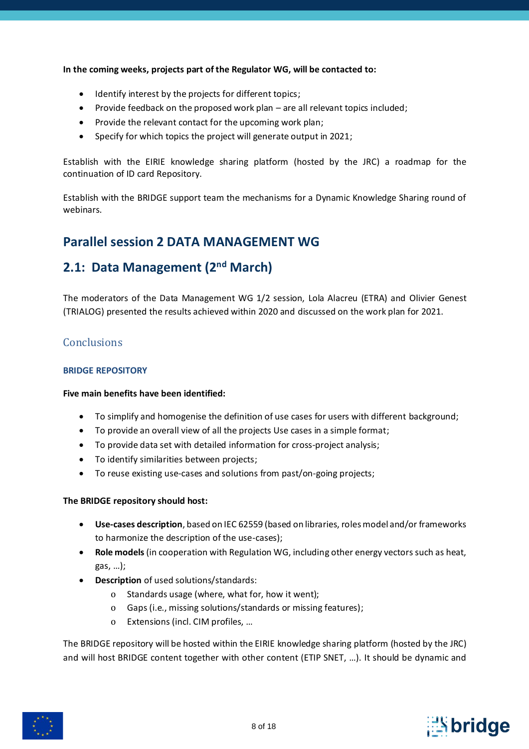**In the coming weeks, projects part of the Regulator WG, will be contacted to:**

- Identify interest by the projects for different topics;
- Provide feedback on the proposed work plan – are all relevant topics included;
- Provide the relevant contact for the upcoming work plan;
- Specify for which topics the project will generate output in 2021;

Establish with the EIRIE knowledge sharing platform (hosted by the JRC) a roadmap for the continuation of ID card Repository.

Establish with the BRIDGE support team the mechanisms for a Dynamic Knowledge Sharing round of webinars.

## Parallel session 2 DATA MANAGEMENT WG

## 2.1: Data Management (2nd March)

The moderators of the Data Management WG 1/2 session, Lola Alacreu (ETRA) and Olivier Genest (TRIALOG) presented the results achieved within 2020 and discussed on the work plan for 2021.

### Conclusions

#### BRIDGE REPOSITORY

**Five main benefits have been identified:**

- To simplify and homogenise the definition of use cases for users with different background;
- To provide an overall view of all the projects Use cases in a simple format;
- To provide data set with detailed information for cross-project analysis;
- To identify similarities between projects;
- To reuse existing use-cases and solutions from past/on-going projects;

**The BRIDGE repository should host:**

- **Use-cases description**, based on IEC 62559 (based on libraries, roles model and/or frameworks to harmonize the description of the use-cases);
- **Role models** (in cooperation with Regulation WG, including other energy vectors such as heat, gas, …);
- **Description** of used solutions/standards:
  - Standards usage (where, what for, how it went);
  - Gaps (i.e., missing solutions/standards or missing features);
  - Extensions (incl. CIM profiles, …

The BRIDGE repository will be hosted within the EIRIE knowledge sharing platform (hosted by the JRC) and will host BRIDGE content together with other content (ETIP SNET, …). It should be dynamic and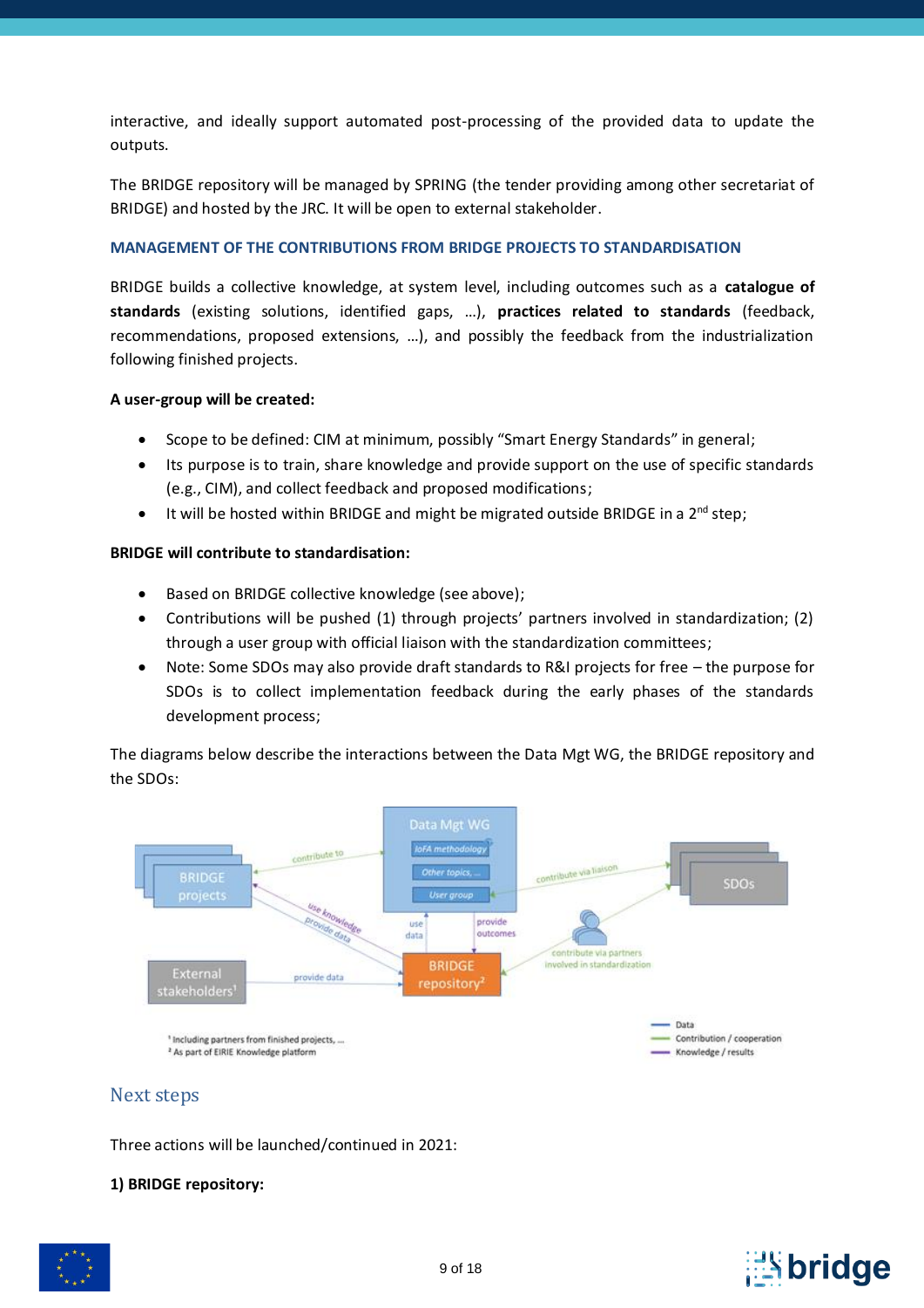interactive, and ideally support automated post-processing of the provided data to update the outputs.

The BRIDGE repository will be managed by SPRING (the tender providing among other secretariat of BRIDGE) and hosted by the JRC. It will be open to external stakeholder.

### MANAGEMENT OF THE CONTRIBUTIONS FROM BRIDGE PROJECTS TO STANDARDISATION

BRIDGE builds a collective knowledge, at system level, including outcomes such as a **catalogue of standards** (existing solutions, identified gaps, …), **practices related to standards** (feedback, recommendations, proposed extensions, …), and possibly the feedback from the industrialization following finished projects.

**A user-group will be created:**

- Scope to be defined: CIM at minimum, possibly "Smart Energy Standards" in general;
- Its purpose is to train, share knowledge and provide support on the use of specific standards (e.g., CIM), and collect feedback and proposed modifications;
- It will be hosted within BRIDGE and might be migrated outside BRIDGE in a 2nd step;

**BRIDGE will contribute to standardisation:**

- Based on BRIDGE collective knowledge (see above);
- Contributions will be pushed (1) through projects' partners involved in standardization; (2) through a user group with official liaison with the standardization committees;
- Note: Some SDOs may also provide draft standards to R&I projects for free – the purpose for SDOs is to collect implementation feedback during the early phases of the standards development process;

The diagrams below describe the interactions between the Data Mgt WG, the BRIDGE repository and the SDOs:

[1] Including partners from finished projects, ...
[2] As part of EIRIE Knowledge platform

## Next steps

Three actions will be launched/continued in 2021:

**1) BRIDGE repository:**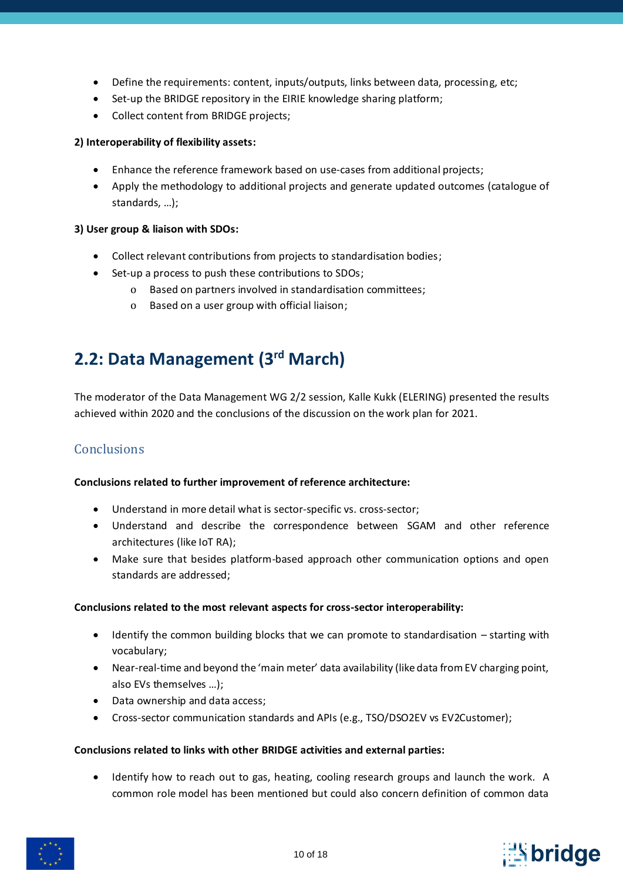- Define the requirements: content, inputs/outputs, links between data, processing, etc;
- Set-up the BRIDGE repository in the EIRIE knowledge sharing platform;
- Collect content from BRIDGE projects;

**2) Interoperability of flexibility assets:**

- Enhance the reference framework based on use-cases from additional projects;
- Apply the methodology to additional projects and generate updated outcomes (catalogue of standards, …);

**3) User group & liaison with SDOs:**

- Collect relevant contributions from projects to standardisation bodies;
- Set-up a process to push these contributions to SDOs;
    - Based on partners involved in standardisation committees;
    - Based on a user group with official liaison;

## 2.2: Data Management (3rd March)

The moderator of the Data Management WG 2/2 session, Kalle Kukk (ELERING) presented the results achieved within 2020 and the conclusions of the discussion on the work plan for 2021.

### Conclusions

**Conclusions related to further improvement of reference architecture:**

- Understand in more detail what is sector-specific vs. cross-sector;
- Understand and describe the correspondence between SGAM and other reference architectures (like IoT RA);
- Make sure that besides platform-based approach other communication options and open standards are addressed;

**Conclusions related to the most relevant aspects for cross-sector interoperability:**

- Identify the common building blocks that we can promote to standardisation – starting with vocabulary;
- Near-real-time and beyond the 'main meter' data availability (like data from EV charging point, also EVs themselves …);
- Data ownership and data access;
- Cross-sector communication standards and APIs (e.g., TSO/DSO2EV vs EV2Customer);

**Conclusions related to links with other BRIDGE activities and external parties:**

- Identify how to reach out to gas, heating, cooling research groups and launch the work. A common role model has been mentioned but could also concern definition of common data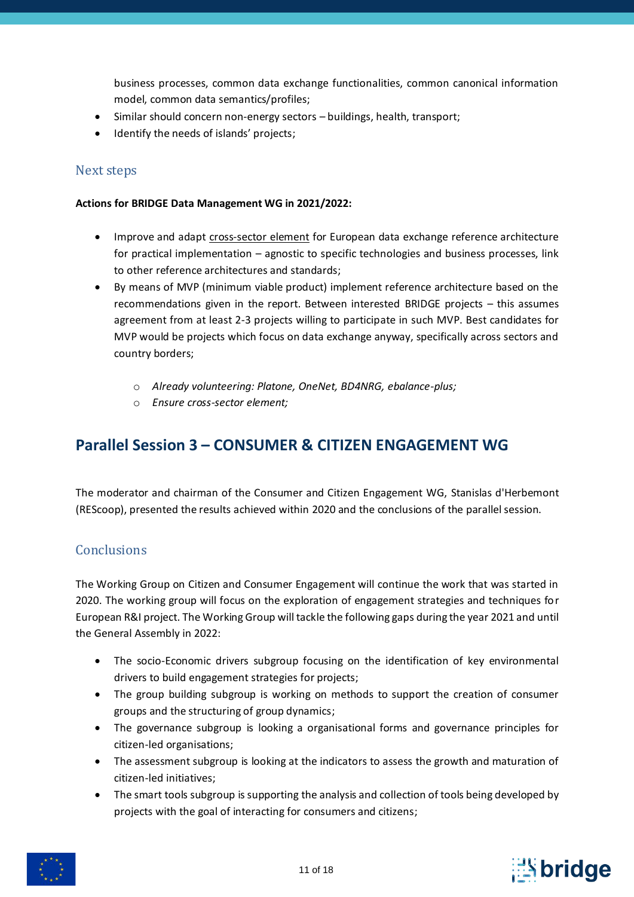business processes, common data exchange functionalities, common canonical information model, common data semantics/profiles;

- Similar should concern non-energy sectors – buildings, health, transport;
- Identify the needs of islands' projects;

### Next steps

**Actions for BRIDGE Data Management WG in 2021/2022:**

- Improve and adapt cross-sector element for European data exchange reference architecture for practical implementation – agnostic to specific technologies and business processes, link to other reference architectures and standards;
- By means of MVP (minimum viable product) implement reference architecture based on the recommendations given in the report. Between interested BRIDGE projects – this assumes agreement from at least 2-3 projects willing to participate in such MVP. Best candidates for MVP would be projects which focus on data exchange anyway, specifically across sectors and country borders;
    - *Already volunteering: Platone, OneNet, BD4NRG, ebalance-plus;*
    - *Ensure cross-sector element;*

## Parallel Session 3 – CONSUMER & CITIZEN ENGAGEMENT WG

The moderator and chairman of the Consumer and Citizen Engagement WG, Stanislas d'Herbemont (REScoop), presented the results achieved within 2020 and the conclusions of the parallel session.

### Conclusions

The Working Group on Citizen and Consumer Engagement will continue the work that was started in 2020. The working group will focus on the exploration of engagement strategies and techniques for European R&I project. The Working Group will tackle the following gaps during the year 2021 and until the General Assembly in 2022:

- The socio-Economic drivers subgroup focusing on the identification of key environmental drivers to build engagement strategies for projects;
- The group building subgroup is working on methods to support the creation of consumer groups and the structuring of group dynamics;
- The governance subgroup is looking a organisational forms and governance principles for citizen-led organisations;
- The assessment subgroup is looking at the indicators to assess the growth and maturation of citizen-led initiatives;
- The smart tools subgroup is supporting the analysis and collection of tools being developed by projects with the goal of interacting for consumers and citizens;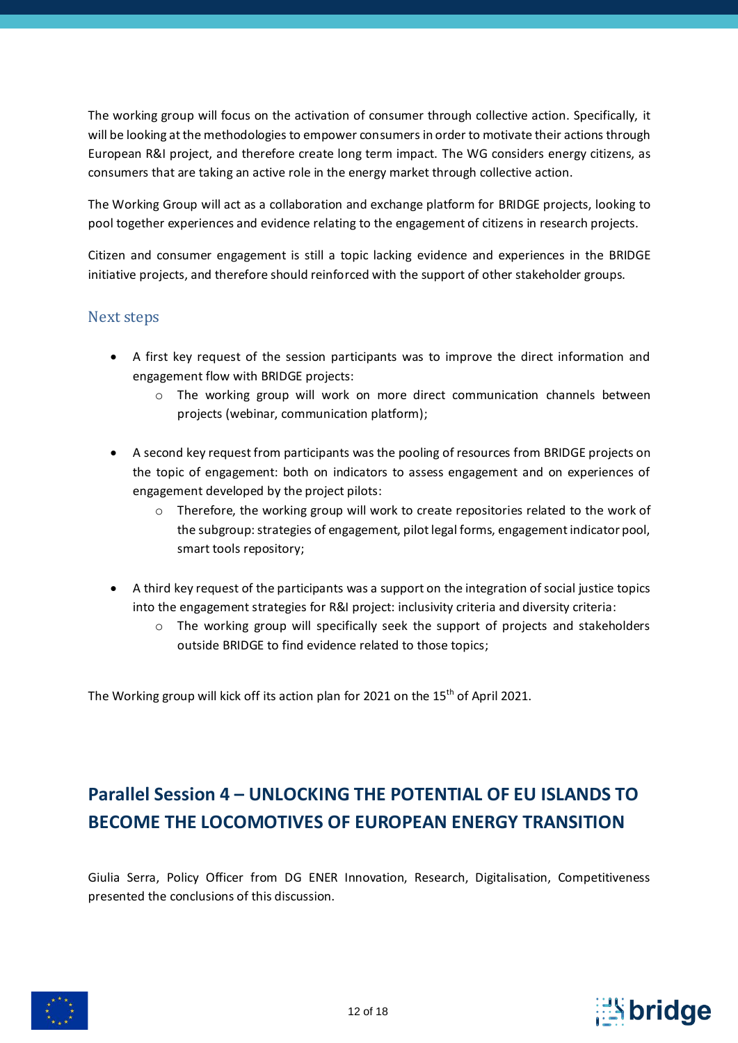The working group will focus on the activation of consumer through collective action. Specifically, it will be looking at the methodologies to empower consumers in order to motivate their actions through European R&I project, and therefore create long term impact. The WG considers energy citizens, as consumers that are taking an active role in the energy market through collective action.

The Working Group will act as a collaboration and exchange platform for BRIDGE projects, looking to pool together experiences and evidence relating to the engagement of citizens in research projects.

Citizen and consumer engagement is still a topic lacking evidence and experiences in the BRIDGE initiative projects, and therefore should reinforced with the support of other stakeholder groups.

### Next steps

- A first key request of the session participants was to improve the direct information and engagement flow with BRIDGE projects:
  - The working group will work on more direct communication channels between projects (webinar, communication platform);

- A second key request from participants was the pooling of resources from BRIDGE projects on the topic of engagement: both on indicators to assess engagement and on experiences of engagement developed by the project pilots:
  - Therefore, the working group will work to create repositories related to the work of the subgroup: strategies of engagement, pilot legal forms, engagement indicator pool, smart tools repository;

- A third key request of the participants was a support on the integration of social justice topics into the engagement strategies for R&I project: inclusivity criteria and diversity criteria:
  - The working group will specifically seek the support of projects and stakeholders outside BRIDGE to find evidence related to those topics;

The Working group will kick off its action plan for 2021 on the 15th of April 2021.

## Parallel Session 4 – UNLOCKING THE POTENTIAL OF EU ISLANDS TO BECOME THE LOCOMOTIVES OF EUROPEAN ENERGY TRANSITION

Giulia Serra, Policy Officer from DG ENER Innovation, Research, Digitalisation, Competitiveness presented the conclusions of this discussion.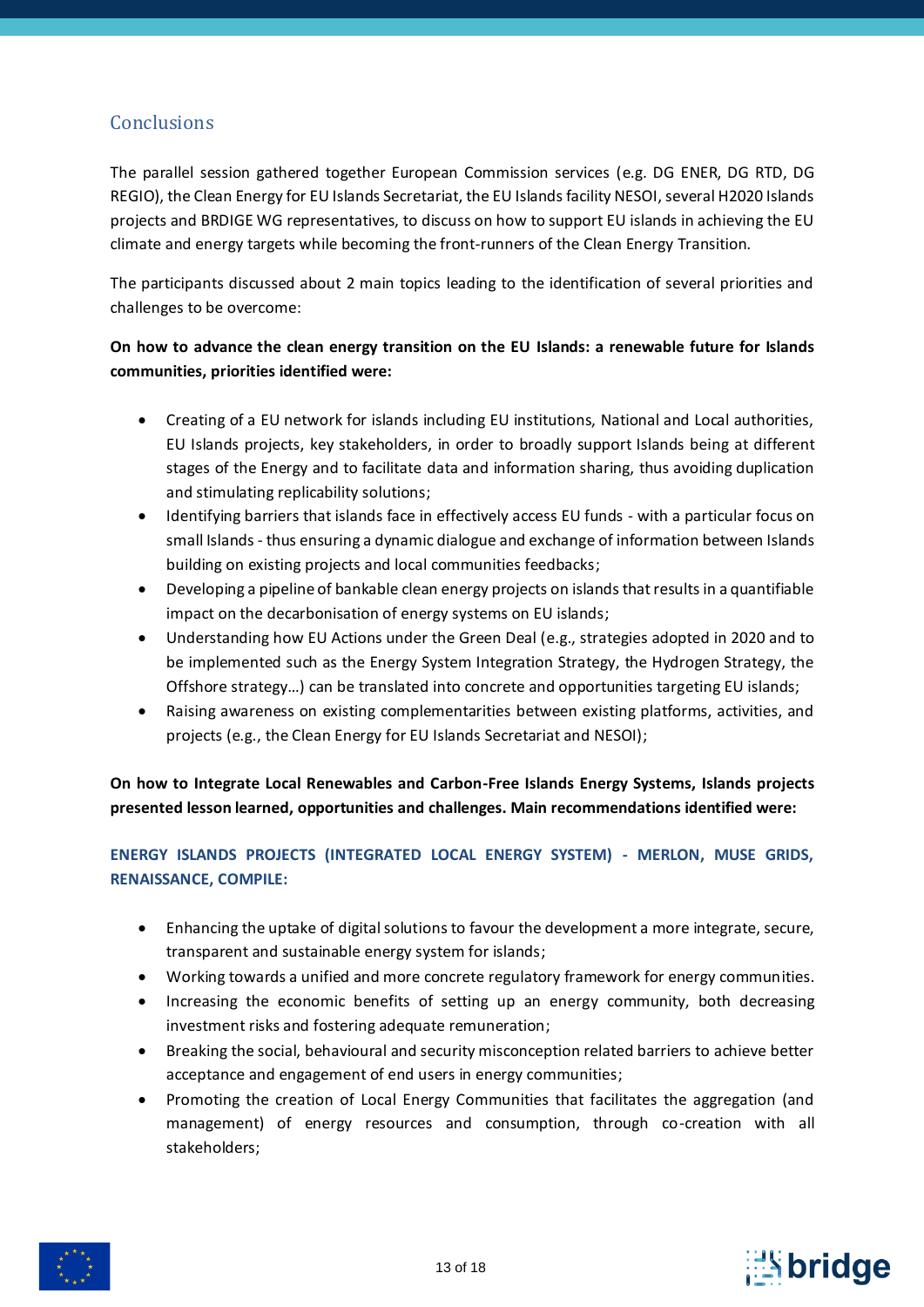## Conclusions

The parallel session gathered together European Commission services (e.g. DG ENER, DG RTD, DG REGIO), the Clean Energy for EU Islands Secretariat, the EU Islands facility NESOI, several H2020 Islands projects and BRDIGE WG representatives, to discuss on how to support EU islands in achieving the EU climate and energy targets while becoming the front-runners of the Clean Energy Transition.

The participants discussed about 2 main topics leading to the identification of several priorities and challenges to be overcome:

**On how to advance the clean energy transition on the EU Islands: a renewable future for Islands communities, priorities identified were:**

- Creating of a EU network for islands including EU institutions, National and Local authorities, EU Islands projects, key stakeholders, in order to broadly support Islands being at different stages of the Energy and to facilitate data and information sharing, thus avoiding duplication and stimulating replicability solutions;
- Identifying barriers that islands face in effectively access EU funds - with a particular focus on small Islands - thus ensuring a dynamic dialogue and exchange of information between Islands building on existing projects and local communities feedbacks;
- Developing a pipeline of bankable clean energy projects on islands that results in a quantifiable impact on the decarbonisation of energy systems on EU islands;
- Understanding how EU Actions under the Green Deal (e.g., strategies adopted in 2020 and to be implemented such as the Energy System Integration Strategy, the Hydrogen Strategy, the Offshore strategy…) can be translated into concrete and opportunities targeting EU islands;
- Raising awareness on existing complementarities between existing platforms, activities, and projects (e.g., the Clean Energy for EU Islands Secretariat and NESOI);

**On how to Integrate Local Renewables and Carbon-Free Islands Energy Systems, Islands projects presented lesson learned, opportunities and challenges. Main recommendations identified were:**

### ENERGY ISLANDS PROJECTS (INTEGRATED LOCAL ENERGY SYSTEM) - MERLON, MUSE GRIDS, RENAISSANCE, COMPILE:

- Enhancing the uptake of digital solutions to favour the development a more integrate, secure, transparent and sustainable energy system for islands;
- Working towards a unified and more concrete regulatory framework for energy communities.
- Increasing the economic benefits of setting up an energy community, both decreasing investment risks and fostering adequate remuneration;
- Breaking the social, behavioural and security misconception related barriers to achieve better acceptance and engagement of end users in energy communities;
- Promoting the creation of Local Energy Communities that facilitates the aggregation (and management) of energy resources and consumption, through co-creation with all stakeholders;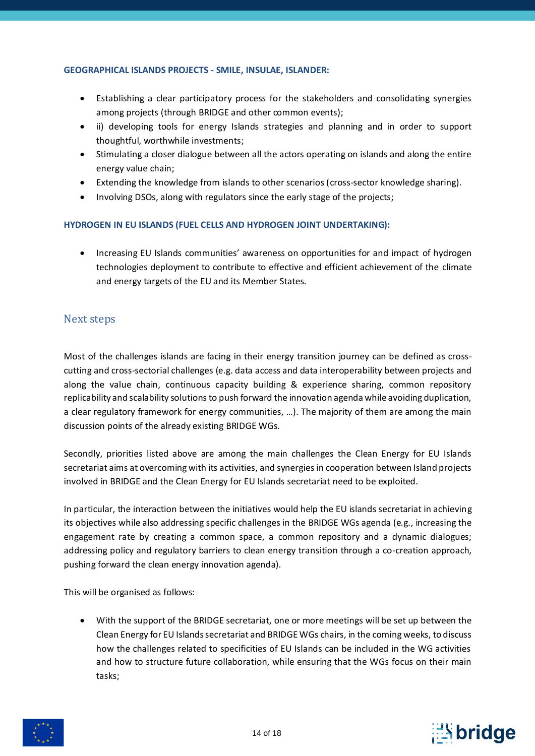**GEOGRAPHICAL ISLANDS PROJECTS - SMILE, INSULAE, ISLANDER:**

- Establishing a clear participatory process for the stakeholders and consolidating synergies among projects (through BRIDGE and other common events);
- ii) developing tools for energy Islands strategies and planning and in order to support thoughtful, worthwhile investments;
- Stimulating a closer dialogue between all the actors operating on islands and along the entire energy value chain;
- Extending the knowledge from islands to other scenarios (cross-sector knowledge sharing).
- Involving DSOs, along with regulators since the early stage of the projects;

**HYDROGEN IN EU ISLANDS (FUEL CELLS AND HYDROGEN JOINT UNDERTAKING):**

- Increasing EU Islands communities' awareness on opportunities for and impact of hydrogen technologies deployment to contribute to effective and efficient achievement of the climate and energy targets of the EU and its Member States.

## Next steps

Most of the challenges islands are facing in their energy transition journey can be defined as cross-cutting and cross-sectorial challenges (e.g. data access and data interoperability between projects and along the value chain, continuous capacity building & experience sharing, common repository replicability and scalability solutions to push forward the innovation agenda while avoiding duplication, a clear regulatory framework for energy communities, …). The majority of them are among the main discussion points of the already existing BRIDGE WGs.

Secondly, priorities listed above are among the main challenges the Clean Energy for EU Islands secretariat aims at overcoming with its activities, and synergies in cooperation between Island projects involved in BRIDGE and the Clean Energy for EU Islands secretariat need to be exploited.

In particular, the interaction between the initiatives would help the EU islands secretariat in achieving its objectives while also addressing specific challenges in the BRIDGE WGs agenda (e.g., increasing the engagement rate by creating a common space, a common repository and a dynamic dialogues; addressing policy and regulatory barriers to clean energy transition through a co-creation approach, pushing forward the clean energy innovation agenda).

This will be organised as follows:

- With the support of the BRIDGE secretariat, one or more meetings will be set up between the Clean Energy for EU Islands secretariat and BRIDGE WGs chairs, in the coming weeks, to discuss how the challenges related to specificities of EU Islands can be included in the WG activities and how to structure future collaboration, while ensuring that the WGs focus on their main tasks;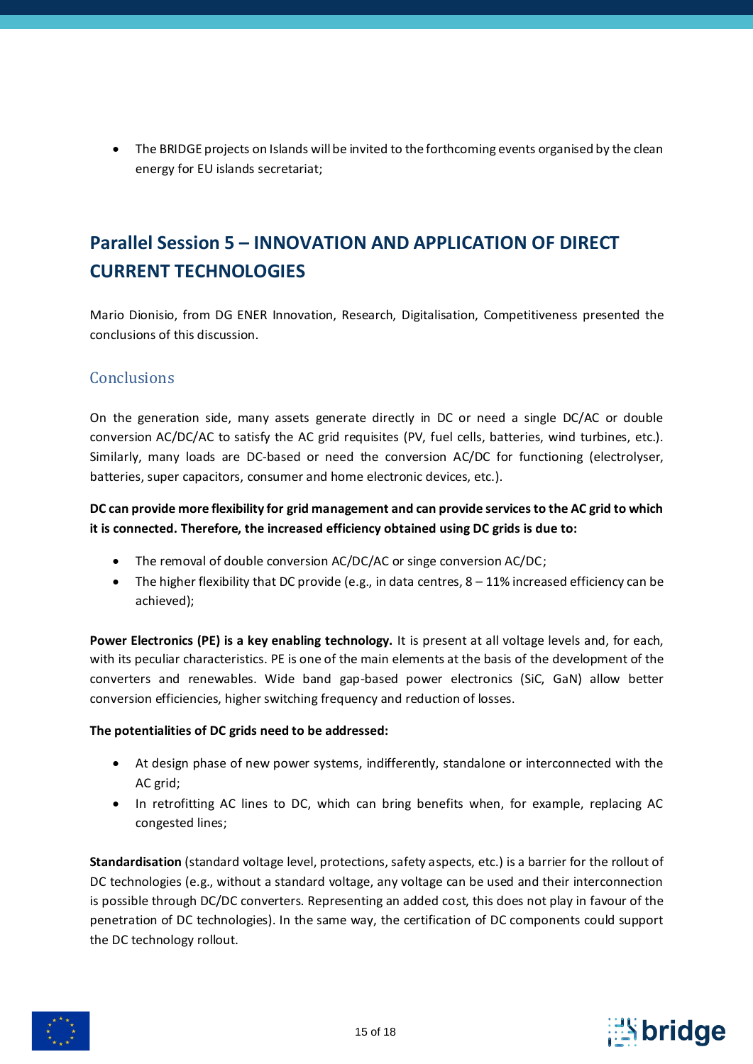- The BRIDGE projects on Islands will be invited to the forthcoming events organised by the clean energy for EU islands secretariat;

## Parallel Session 5 – INNOVATION AND APPLICATION OF DIRECT CURRENT TECHNOLOGIES

Mario Dionisio, from DG ENER Innovation, Research, Digitalisation, Competitiveness presented the conclusions of this discussion.

### Conclusions

On the generation side, many assets generate directly in DC or need a single DC/AC or double conversion AC/DC/AC to satisfy the AC grid requisites (PV, fuel cells, batteries, wind turbines, etc.). Similarly, many loads are DC-based or need the conversion AC/DC for functioning (electrolyser, batteries, super capacitors, consumer and home electronic devices, etc.).

**DC can provide more flexibility for grid management and can provide services to the AC grid to which it is connected. Therefore, the increased efficiency obtained using DC grids is due to:**

- The removal of double conversion AC/DC/AC or singe conversion AC/DC;
- The higher flexibility that DC provide (e.g., in data centres, 8 – 11% increased efficiency can be achieved);

**Power Electronics (PE) is a key enabling technology.** It is present at all voltage levels and, for each, with its peculiar characteristics. PE is one of the main elements at the basis of the development of the converters and renewables. Wide band gap-based power electronics (SiC, GaN) allow better conversion efficiencies, higher switching frequency and reduction of losses.

**The potentialities of DC grids need to be addressed:**

- At design phase of new power systems, indifferently, standalone or interconnected with the AC grid;
- In retrofitting AC lines to DC, which can bring benefits when, for example, replacing AC congested lines;

**Standardisation** (standard voltage level, protections, safety aspects, etc.) is a barrier for the rollout of DC technologies (e.g., without a standard voltage, any voltage can be used and their interconnection is possible through DC/DC converters. Representing an added cost, this does not play in favour of the penetration of DC technologies). In the same way, the certification of DC components could support the DC technology rollout.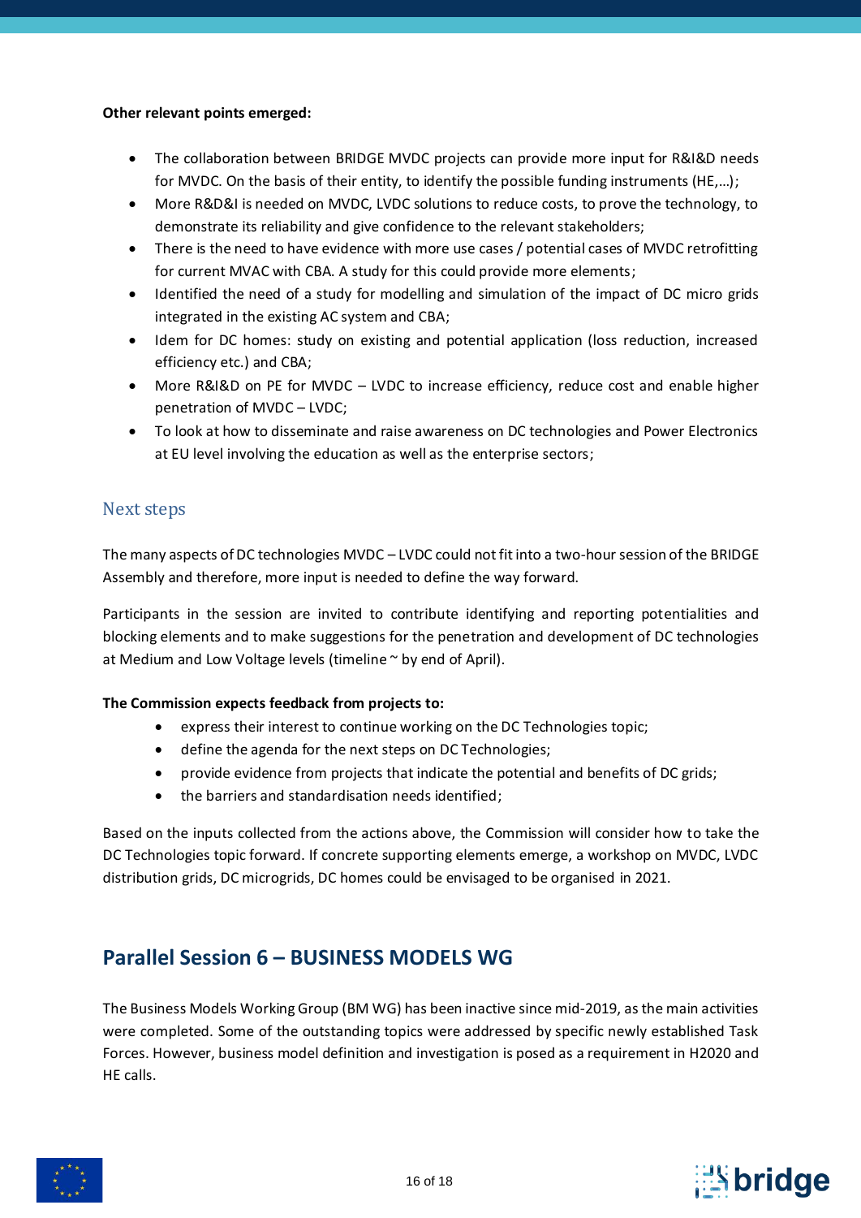**Other relevant points emerged:**

- The collaboration between BRIDGE MVDC projects can provide more input for R&I&D needs for MVDC. On the basis of their entity, to identify the possible funding instruments (HE,…);
- More R&D&I is needed on MVDC, LVDC solutions to reduce costs, to prove the technology, to demonstrate its reliability and give confidence to the relevant stakeholders;
- There is the need to have evidence with more use cases / potential cases of MVDC retrofitting for current MVAC with CBA. A study for this could provide more elements;
- Identified the need of a study for modelling and simulation of the impact of DC micro grids integrated in the existing AC system and CBA;
- Idem for DC homes: study on existing and potential application (loss reduction, increased efficiency etc.) and CBA;
- More R&I&D on PE for MVDC – LVDC to increase efficiency, reduce cost and enable higher penetration of MVDC – LVDC;
- To look at how to disseminate and raise awareness on DC technologies and Power Electronics at EU level involving the education as well as the enterprise sectors;

### Next steps

The many aspects of DC technologies MVDC – LVDC could not fit into a two-hour session of the BRIDGE Assembly and therefore, more input is needed to define the way forward.

Participants in the session are invited to contribute identifying and reporting potentialities and blocking elements and to make suggestions for the penetration and development of DC technologies at Medium and Low Voltage levels (timeline ~ by end of April).

**The Commission expects feedback from projects to:**

- express their interest to continue working on the DC Technologies topic;
- define the agenda for the next steps on DC Technologies;
- provide evidence from projects that indicate the potential and benefits of DC grids;
- the barriers and standardisation needs identified;

Based on the inputs collected from the actions above, the Commission will consider how to take the DC Technologies topic forward. If concrete supporting elements emerge, a workshop on MVDC, LVDC distribution grids, DC microgrids, DC homes could be envisaged to be organised in 2021.

## Parallel Session 6 – BUSINESS MODELS WG

The Business Models Working Group (BM WG) has been inactive since mid-2019, as the main activities were completed. Some of the outstanding topics were addressed by specific newly established Task Forces. However, business model definition and investigation is posed as a requirement in H2020 and HE calls.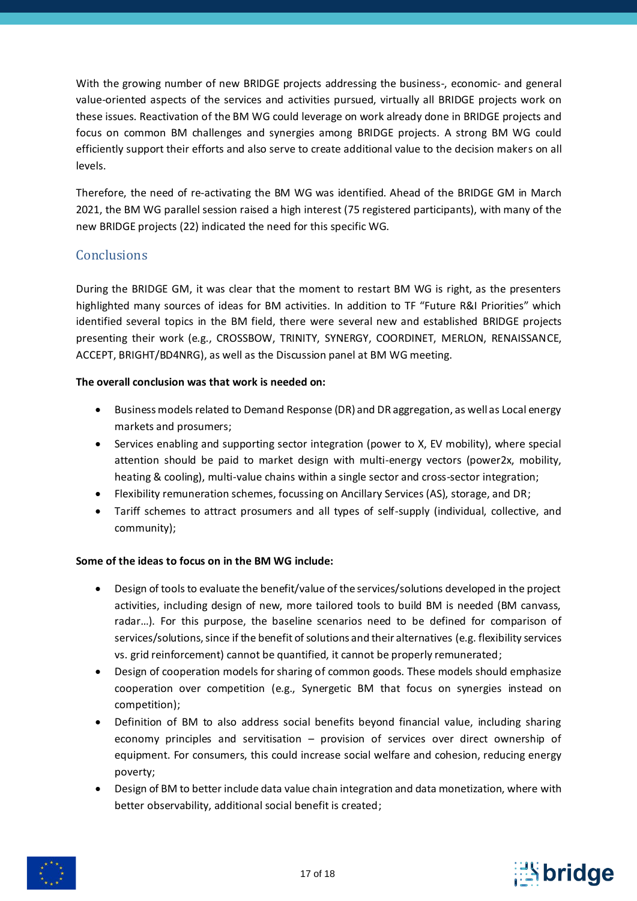With the growing number of new BRIDGE projects addressing the business-, economic- and general value-oriented aspects of the services and activities pursued, virtually all BRIDGE projects work on these issues. Reactivation of the BM WG could leverage on work already done in BRIDGE projects and focus on common BM challenges and synergies among BRIDGE projects. A strong BM WG could efficiently support their efforts and also serve to create additional value to the decision makers on all levels.

Therefore, the need of re-activating the BM WG was identified. Ahead of the BRIDGE GM in March 2021, the BM WG parallel session raised a high interest (75 registered participants), with many of the new BRIDGE projects (22) indicated the need for this specific WG.

## Conclusions

During the BRIDGE GM, it was clear that the moment to restart BM WG is right, as the presenters highlighted many sources of ideas for BM activities. In addition to TF "Future R&I Priorities" which identified several topics in the BM field, there were several new and established BRIDGE projects presenting their work (e.g., CROSSBOW, TRINITY, SYNERGY, COORDINET, MERLON, RENAISSANCE, ACCEPT, BRIGHT/BD4NRG), as well as the Discussion panel at BM WG meeting.

**The overall conclusion was that work is needed on:**

- Business models related to Demand Response (DR) and DR aggregation, as well as Local energy markets and prosumers;
- Services enabling and supporting sector integration (power to X, EV mobility), where special attention should be paid to market design with multi-energy vectors (power2x, mobility, heating & cooling), multi-value chains within a single sector and cross-sector integration;
- Flexibility remuneration schemes, focussing on Ancillary Services (AS), storage, and DR;
- Tariff schemes to attract prosumers and all types of self-supply (individual, collective, and community);

**Some of the ideas to focus on in the BM WG include:**

- Design of tools to evaluate the benefit/value of the services/solutions developed in the project activities, including design of new, more tailored tools to build BM is needed (BM canvass, radar…). For this purpose, the baseline scenarios need to be defined for comparison of services/solutions, since if the benefit of solutions and their alternatives (e.g. flexibility services vs. grid reinforcement) cannot be quantified, it cannot be properly remunerated;
- Design of cooperation models for sharing of common goods. These models should emphasize cooperation over competition (e.g., Synergetic BM that focus on synergies instead on competition);
- Definition of BM to also address social benefits beyond financial value, including sharing economy principles and servitisation – provision of services over direct ownership of equipment. For consumers, this could increase social welfare and cohesion, reducing energy poverty;
- Design of BM to better include data value chain integration and data monetization, where with better observability, additional social benefit is created;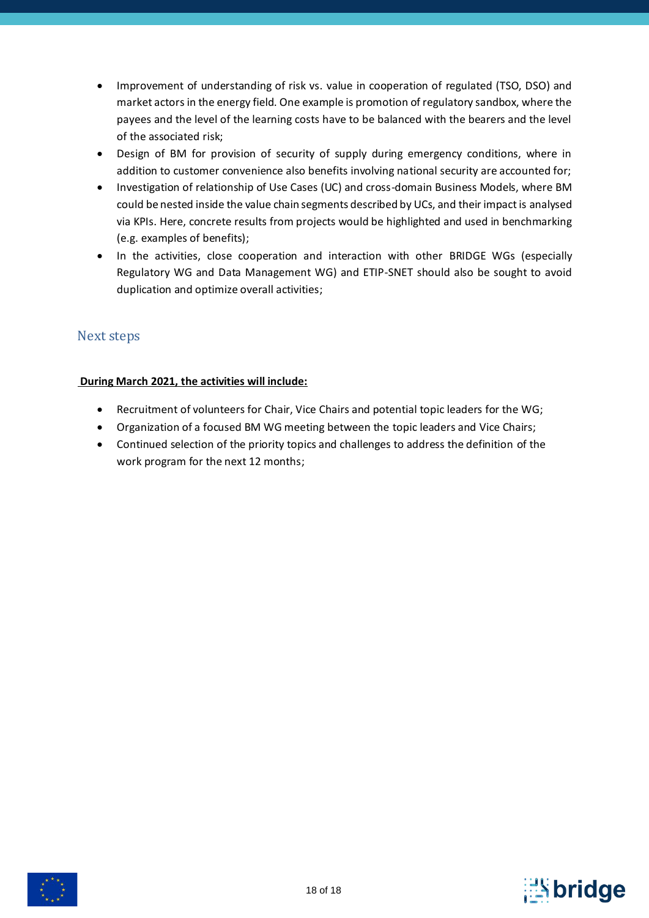- Improvement of understanding of risk vs. value in cooperation of regulated (TSO, DSO) and market actors in the energy field. One example is promotion of regulatory sandbox, where the payees and the level of the learning costs have to be balanced with the bearers and the level of the associated risk;
- Design of BM for provision of security of supply during emergency conditions, where in addition to customer convenience also benefits involving national security are accounted for;
- Investigation of relationship of Use Cases (UC) and cross-domain Business Models, where BM could be nested inside the value chain segments described by UCs, and their impact is analysed via KPIs. Here, concrete results from projects would be highlighted and used in benchmarking (e.g. examples of benefits);
- In the activities, close cooperation and interaction with other BRIDGE WGs (especially Regulatory WG and Data Management WG) and ETIP-SNET should also be sought to avoid duplication and optimize overall activities;

## Next steps

**During March 2021, the activities will include:**

- Recruitment of volunteers for Chair, Vice Chairs and potential topic leaders for the WG;
- Organization of a focused BM WG meeting between the topic leaders and Vice Chairs;
- Continued selection of the priority topics and challenges to address the definition of the work program for the next 12 months;